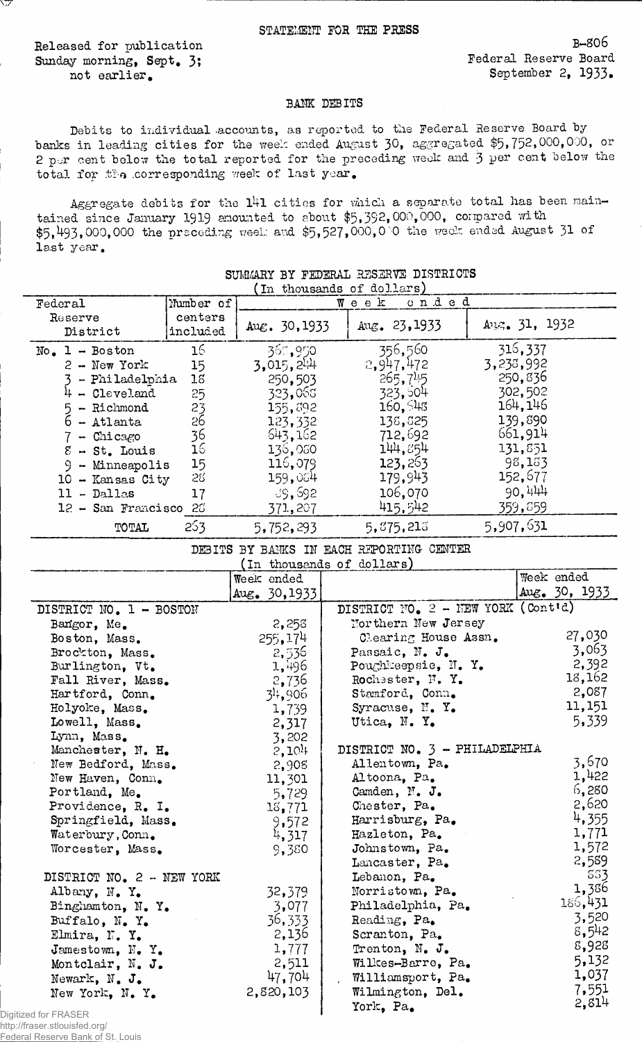STATEMENT FOR THE PRESS

Released for publication
Sunday morning, Sept. 3;
not earlier.

B-806
Federal Reserve Board
September 2, 1933.

## BANK DEBITS

Debits to individual accounts, as reported to the Federal Reserve Board by banks in leading cities for the week ended August 30, aggregated $5,752,000,000, or 2 per cent below the total reported for the preceding week and 3 per cent below the total for the corresponding week of last year.

Aggregate debits for the 141 cities for which a separate total has been maintained since January 1919 amounted to about $5,392,000,000, compared with $5,493,000,000 the preceding week and $5,527,000,000 the week ended August 31 of last year.

### SUMMARY BY FEDERAL RESERVE DISTRICTS
(In thousands of dollars)

| Federal Reserve District | Number of centers included | Week ended Aug. 30, 1933 | Week ended Aug. 23, 1933 | Week ended Aug. 31, 1932 |
|---|---|---|---|---|
| No. 1 - Boston | 16 | 367,950 | 356,560 | 316,337 |
| 2 - New York | 15 | 3,015,244 | 2,947,472 | 3,238,992 |
| 3 - Philadelphia | 18 | 250,503 | 265,745 | 250,836 |
| 4 - Cleveland | 25 | 323,068 | 323,504 | 302,502 |
| 5 - Richmond | 23 | 155,892 | 160,548 | 164,146 |
| 6 - Atlanta | 26 | 123,332 | 138,825 | 139,890 |
| 7 - Chicago | 36 | 643,162 | 712,692 | 661,914 |
| 8 - St. Louis | 16 | 136,080 | 144,854 | 131,851 |
| 9 - Minneapolis | 15 | 116,079 | 123,263 | 98,183 |
| 10 - Kansas City | 28 | 159,084 | 179,943 | 152,677 |
| 11 - Dallas | 17 | 89,692 | 106,070 | 90,444 |
| 12 - San Francisco | 28 | 371,207 | 415,542 | 359,859 |
| TOTAL | 263 | 5,752,293 | 5,875,218 | 5,907,631 |

### DEBITS BY BANKS IN EACH REPORTING CENTER
(In thousands of dollars)

| | Week ended Aug. 30, 1933 |
|---|---|
| **DISTRICT NO. 1 - BOSTON** | |
| Bangor, Me. | 2,258 |
| Boston, Mass. | 255,174 |
| Brockton, Mass. | 2,536 |
| Burlington, Vt. | 1,496 |
| Fall River, Mass. | 2,736 |
| Hartford, Conn. | 34,906 |
| Holyoke, Mass. | 1,739 |
| Lowell, Mass. | 2,317 |
| Lynn, Mass. | 3,202 |
| Manchester, N. H. | 2,104 |
| New Bedford, Mass. | 2,908 |
| New Haven, Conn. | 11,301 |
| Portland, Me. | 5,729 |
| Providence, R. I. | 18,771 |
| Springfield, Mass. | 9,572 |
| Waterbury, Conn. | 4,317 |
| Worcester, Mass. | 9,380 |
| **DISTRICT NO. 2 - NEW YORK** | |
| Albany, N. Y. | 32,379 |
| Binghamton, N. Y. | 3,077 |
| Buffalo, N. Y. | 36,333 |
| Elmira, N. Y. | 2,136 |
| Jamestown, N. Y. | 1,777 |
| Montclair, N. J. | 2,511 |
| Newark, N. J. | 47,704 |
| New York, N. Y. | 2,820,103 |
| **DISTRICT NO. 2 - NEW YORK (Cont'd)** | |
| Northern New Jersey Clearing House Assn. | 27,030 |
| Passaic, N. J. | 3,063 |
| Poughkeepsie, N. Y. | 2,392 |
| Rochester, N. Y. | 18,162 |
| Stamford, Conn. | 2,087 |
| Syracuse, N. Y. | 11,151 |
| Utica, N. Y. | 5,339 |
| **DISTRICT NO. 3 - PHILADELPHIA** | |
| Allentown, Pa. | 3,670 |
| Altoona, Pa. | 1,422 |
| Camden, N. J. | 6,280 |
| Chester, Pa. | 2,620 |
| Harrisburg, Pa. | 4,355 |
| Hazleton, Pa. | 1,771 |
| Johnstown, Pa. | 1,572 |
| Lancaster, Pa. | 2,589 |
| Lebanon, Pa. | 883 |
| Norristown, Pa. | 1,386 |
| Philadelphia, Pa. | 186,431 |
| Reading, Pa. | 3,520 |
| Scranton, Pa. | 8,542 |
| Trenton, N. J. | 8,928 |
| Wilkes-Barre, Pa. | 5,132 |
| Williamsport, Pa. | 1,037 |
| Wilmington, Del. | 7,551 |
| York, Pa. | 2,814 |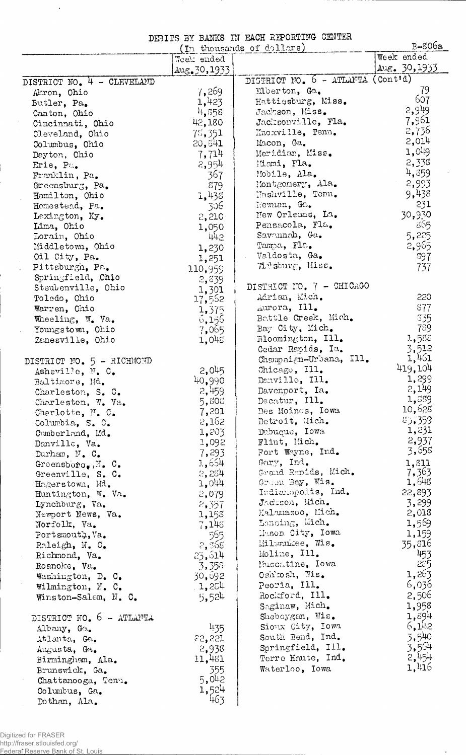B-806a

# DEBITS BY BANKS IN EACH REPORTING CENTER

(In thousands of dollars)

| | Week ended Aug. 30, 1933 | | Week ended Aug. 30, 1933 |
|---|---|---|---|
| **DISTRICT NO. 4 - CLEVELAND** | | **DISTRICT NO. 6 - ATLANTA (Cont'd)** | |
| Akron, Ohio | 7,269 | Elberton, Ga. | 79 |
| Butler, Pa. | 1,423 | Hattiesburg, Miss. | 607 |
| Canton, Ohio | 4,858 | Jackson, Miss. | 2,949 |
| Cincinnati, Ohio | 42,180 | Jacksonville, Fla. | 7,961 |
| Cleveland, Ohio | 78,351 | Knoxville, Tenn. | 2,736 |
| Columbus, Ohio | 20,841 | Macon, Ga. | 2,014 |
| Dayton, Ohio | 7,714 | Meridian, Miss. | 1,049 |
| Erie, Pa. | 2,954 | Miami, Fla. | 2,338 |
| Franklin, Pa. | 367 | Mobile, Ala. | 4,359 |
| Greensburg, Pa. | 879 | Montgomery, Ala. | 2,993 |
| Hamilton, Ohio | 1,438 | Nashville, Tenn. | 9,438 |
| Homestead, Pa. | 306 | Newnan, Ga. | 231 |
| Lexington, Ky. | 2,210 | New Orleans, La. | 30,930 |
| Lima, Ohio | 1,050 | Pensacola, Fla. | 865 |
| Lorain, Ohio | 442 | Savannah, Ga. | 5,225 |
| Middletown, Ohio | 1,230 | Tampa, Fla. | 2,965 |
| Oil City, Pa. | 1,251 | Valdosta, Ga. | 397 |
| Pittsburgh, Pa. | 110,959 | Vicksburg, Miss. | 737 |
| Springfield, Ohio | 2,839 | | |
| Steubenville, Ohio | 1,301 | **DISTRICT NO. 7 - CHICAGO** | |
| Toledo, Ohio | 17,552 | Adrian, Mich. | 220 |
| Warren, Ohio | 1,375 | Aurora, Ill. | 877 |
| Wheeling, W. Va. | 6,156 | Battle Creek, Mich. | 835 |
| Youngstown, Ohio | 7,065 | Bay City, Mich. | 789 |
| Zanesville, Ohio | 1,048 | Bloomington, Ill. | 1,588 |
| | | Cedar Rapids, Ia. | 3,512 |
| **DISTRICT NO. 5 - RICHMOND** | | Champaign-Urbana, Ill. | 1,461 |
| Asheville, N. C. | 2,045 | Chicago, Ill. | 419,104 |
| Baltimore, Md. | 40,990 | Danville, Ill. | 1,299 |
| Charleston, S. C. | 2,459 | Davenport, Ia. | 2,149 |
| Charleston, W. Va. | 5,808 | Decatur, Ill. | 1,389 |
| Charlotte, N. C. | 7,201 | Des Moines, Iowa | 10,628 |
| Columbia, S. C. | 2,162 | Detroit, Mich. | 83,359 |
| Cumberland, Md. | 1,203 | Dubuque, Iowa | 1,231 |
| Danville, Va. | 1,092 | Flint, Mich. | 2,937 |
| Durham, N. C. | 7,293 | Fort Wayne, Ind. | 3,658 |
| Greensboro, N. C. | 1,654 | Gary, Ind. | 1,811 |
| Greenville, S. C. | 2,284 | Grand Rapids, Mich. | 7,363 |
| Hagerstown, Md. | 1,044 | Green Bay, Wis. | 1,648 |
| Huntington, W. Va. | 2,079 | Indianapolis, Ind. | 22,893 |
| Lynchburg, Va. | 2,357 | Jackson, Mich. | 3,299 |
| Newport News, Va. | 1,158 | Kalamazoo, Mich. | 2,018 |
| Norfolk, Va. | 7,148 | Lansing, Mich. | 1,569 |
| Portsmouth, Va. | 565 | Mason City, Iowa | 1,159 |
| Raleigh, N. C. | 2,868 | Milwaukee, Wis. | 35,816 |
| Richmond, Va. | 23,614 | Moline, Ill. | 453 |
| Roanoke, Va. | 3,358 | Muscatine, Iowa | 285 |
| Washington, D. C. | 30,692 | Oshkosh, Wis. | 1,263 |
| Wilmington, N. C. | 1,284 | Peoria, Ill. | 6,036 |
| Winston-Salem, N. C. | 5,524 | Rockford, Ill. | 2,506 |
| | | Saginaw, Mich. | 1,958 |
| **DISTRICT NO. 6 - ATLANTA** | | Sheboygan, Wis. | 1,894 |
| Albany, Ga. | 435 | Sioux City, Iowa | 6,142 |
| Atlanta, Ga. | 22,221 | South Bend, Ind. | 3,540 |
| Augusta, Ga. | 2,938 | Springfield, Ill. | 3,564 |
| Birmingham, Ala. | 11,481 | Terre Haute, Ind. | 2,454 |
| Brunswick, Ga. | 355 | Waterloo, Iowa | 1,416 |
| Chattanooga, Tenn. | 5,042 | | |
| Columbus, Ga. | 1,524 | | |
| Dothan, Ala. | 463 | | |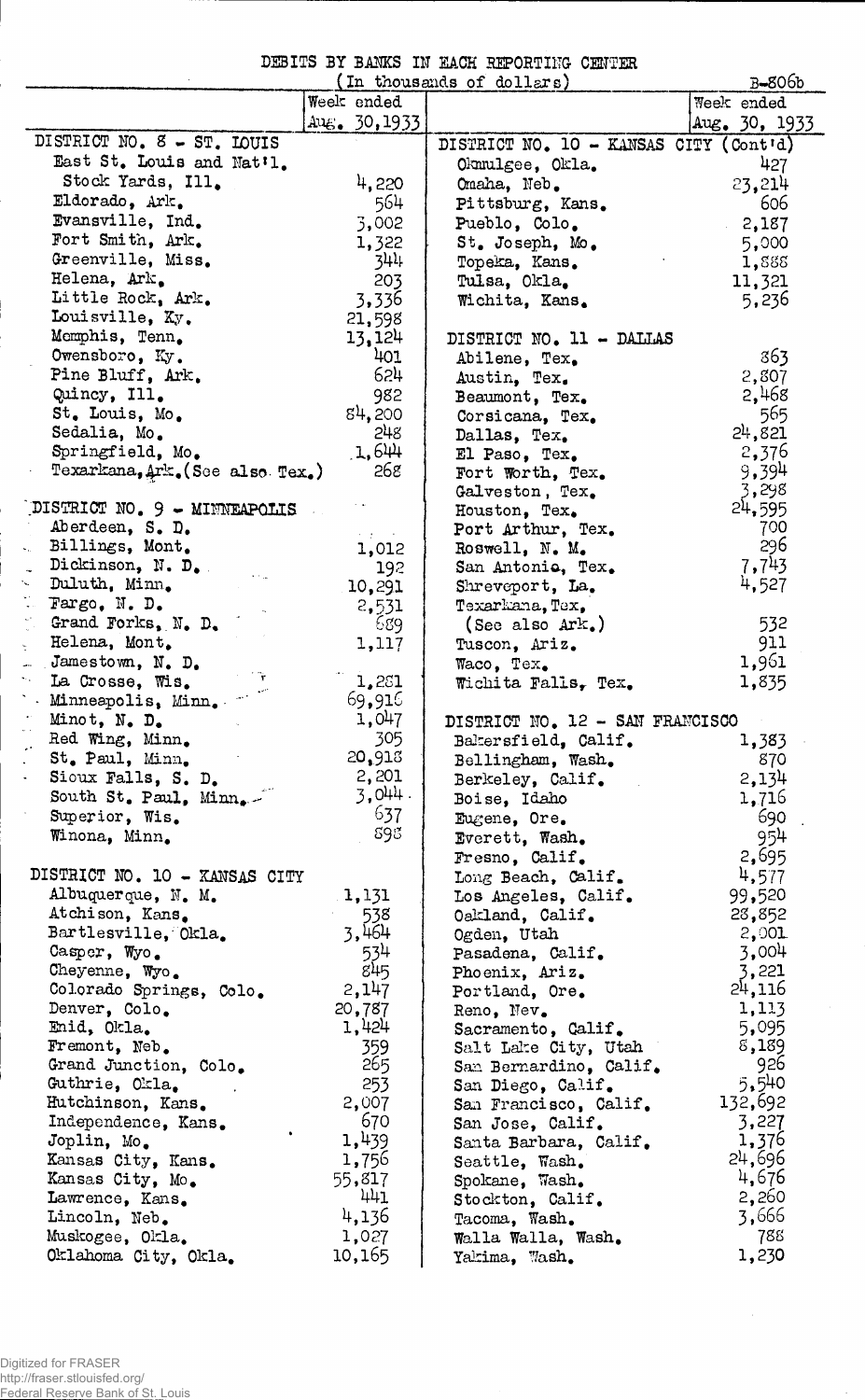# DEBITS BY BANKS IN EACH REPORTING CENTER

(In thousands of dollars)

B-806b

| | Week ended Aug. 30, 1933 |
|---|---|
| **DISTRICT NO. 8 - ST. LOUIS** | |
| East St. Louis and Nat'l. Stock Yards, Ill. | 4,220 |
| Eldorado, Ark. | 564 |
| Evansville, Ind. | 3,002 |
| Fort Smith, Ark. | 1,322 |
| Greenville, Miss. | 344 |
| Helena, Ark. | 203 |
| Little Rock, Ark. | 3,336 |
| Louisville, Ky. | 21,598 |
| Memphis, Tenn. | 13,124 |
| Owensboro, Ky. | 401 |
| Pine Bluff, Ark. | 624 |
| Quincy, Ill. | 982 |
| St. Louis, Mo. | 84,200 |
| Sedalia, Mo. | 248 |
| Springfield, Mo. | 1,644 |
| Texarkana, Ark. (See also Tex.) | 268 |
| **DISTRICT NO. 9 - MINNEAPOLIS** | |
| Aberdeen, S. D. | |
| Billings, Mont. | 1,012 |
| Dickinson, N. D. | 192 |
| Duluth, Minn. | 10,291 |
| Fargo, N. D. | 2,531 |
| Grand Forks, N. D. | 689 |
| Helena, Mont. | 1,117 |
| Jamestown, N. D. | |
| La Crosse, Wis. | 1,281 |
| Minneapolis, Minn. | 69,916 |
| Minot, N. D. | 1,047 |
| Red Wing, Minn. | 305 |
| St. Paul, Minn. | 20,918 |
| Sioux Falls, S. D. | 2,201 |
| South St. Paul, Minn. | 3,044 |
| Superior, Wis. | 637 |
| Winona, Minn. | 898 |
| **DISTRICT NO. 10 - KANSAS CITY** | |
| Albuquerque, N. M. | 1,131 |
| Atchison, Kans. | 538 |
| Bartlesville, Okla. | 3,464 |
| Casper, Wyo. | 534 |
| Cheyenne, Wyo. | 845 |
| Colorado Springs, Colo. | 2,147 |
| Denver, Colo. | 20,787 |
| Enid, Okla. | 1,424 |
| Fremont, Neb. | 359 |
| Grand Junction, Colo. | 265 |
| Guthrie, Okla. | 253 |
| Hutchinson, Kans. | 2,007 |
| Independence, Kans. | 670 |
| Joplin, Mo. | 1,439 |
| Kansas City, Kans. | 1,756 |
| Kansas City, Mo. | 55,817 |
| Lawrence, Kans. | 441 |
| Lincoln, Neb. | 4,136 |
| Muskogee, Okla. | 1,027 |
| Oklahoma City, Okla. | 10,165 |
| **DISTRICT NO. 10 - KANSAS CITY (Cont'd)** | |
| Okmulgee, Okla. | 427 |
| Omaha, Neb. | 23,214 |
| Pittsburg, Kans. | 606 |
| Pueblo, Colo. | 2,187 |
| St. Joseph, Mo. | 5,000 |
| Topeka, Kans. | 1,888 |
| Tulsa, Okla. | 11,321 |
| Wichita, Kans. | 5,236 |
| **DISTRICT NO. 11 - DALLAS** | |
| Abilene, Tex. | 363 |
| Austin, Tex. | 2,807 |
| Beaumont, Tex. | 2,468 |
| Corsicana, Tex. | 565 |
| Dallas, Tex. | 24,821 |
| El Paso, Tex. | 2,376 |
| Fort Worth, Tex. | 9,394 |
| Galveston, Tex. | 3,298 |
| Houston, Tex. | 24,595 |
| Port Arthur, Tex. | 700 |
| Roswell, N. M. | 296 |
| San Antonio, Tex. | 7,743 |
| Shreveport, La. | 4,527 |
| Texarkana, Tex. (See also Ark.) | 532 |
| Tuscon, Ariz. | 911 |
| Waco, Tex. | 1,961 |
| Wichita Falls, Tex. | 1,835 |
| **DISTRICT NO. 12 - SAN FRANCISCO** | |
| Bakersfield, Calif. | 1,383 |
| Bellingham, Wash. | 870 |
| Berkeley, Calif. | 2,134 |
| Boise, Idaho | 1,716 |
| Eugene, Ore. | 690 |
| Everett, Wash. | 954 |
| Fresno, Calif. | 2,695 |
| Long Beach, Calif. | 4,577 |
| Los Angeles, Calif. | 99,520 |
| Oakland, Calif. | 28,852 |
| Ogden, Utah | 2,001 |
| Pasadena, Calif. | 3,004 |
| Phoenix, Ariz. | 3,221 |
| Portland, Ore. | 24,116 |
| Reno, Nev. | 1,113 |
| Sacramento, Calif. | 5,095 |
| Salt Lake City, Utah | 8,189 |
| San Bernardino, Calif. | 926 |
| San Diego, Calif. | 5,540 |
| San Francisco, Calif. | 132,692 |
| San Jose, Calif. | 3,227 |
| Santa Barbara, Calif. | 1,376 |
| Seattle, Wash. | 24,696 |
| Spokane, Wash. | 4,676 |
| Stockton, Calif. | 2,260 |
| Tacoma, Wash. | 3,666 |
| Walla Walla, Wash. | 788 |
| Yakima, Wash. | 1,230 |